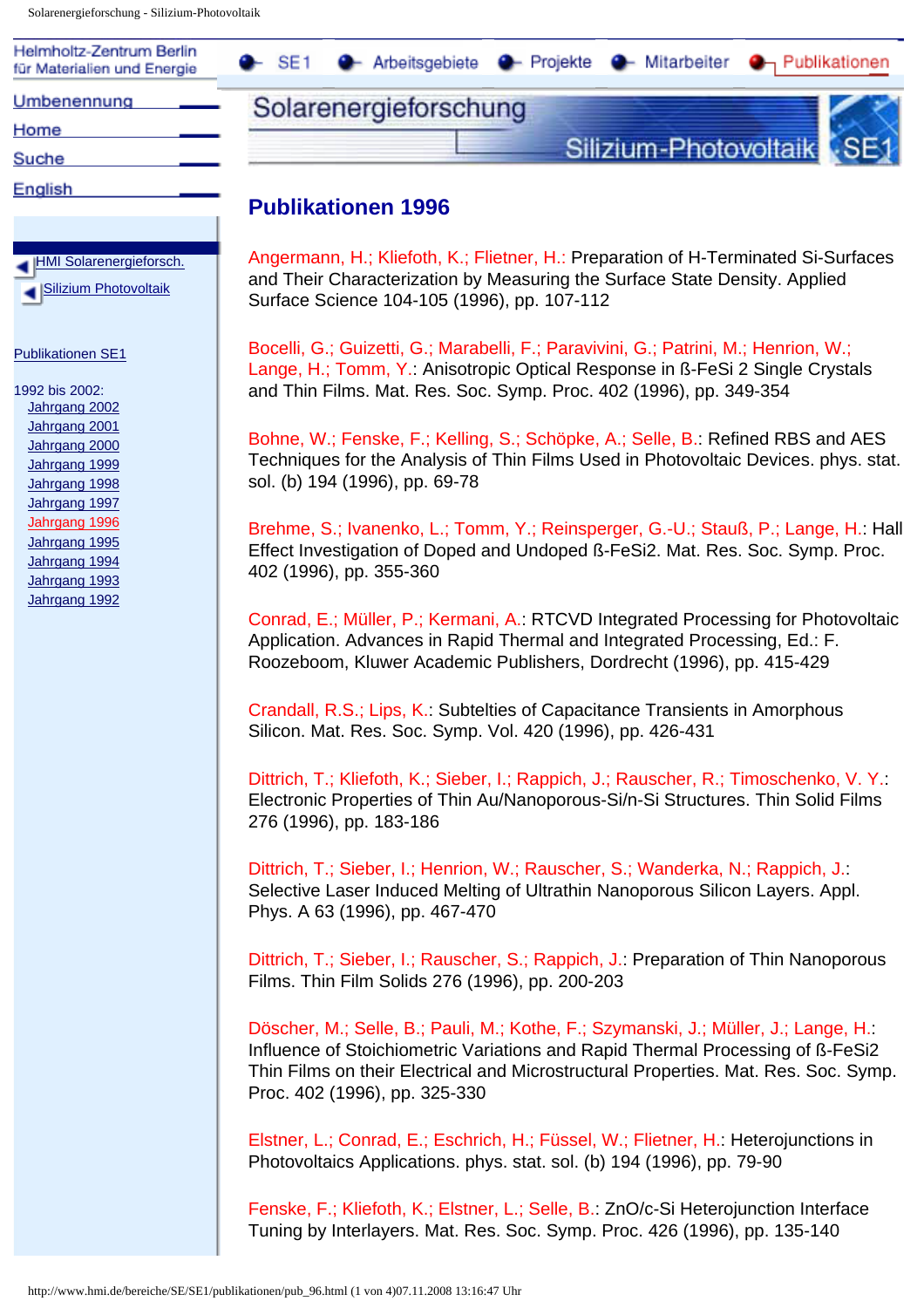Helmholtz-Zentrum Berlin für Materialien und Energie

SE1 | Arbeitsgebiete | Projekte | Mitarbeiter | Publikationen

Umbenennung
Home
Suche
English

HMI Solarenergieforsch.
Silizium Photovoltaik

Publikationen SE1

1992 bis 2002:
- Jahrgang 2002
- Jahrgang 2001
- Jahrgang 2000
- Jahrgang 1999
- Jahrgang 1998
- Jahrgang 1997
- Jahrgang 1996
- Jahrgang 1995
- Jahrgang 1994
- Jahrgang 1993
- Jahrgang 1992

Solarenergieforschung
Silizium-Photovoltaik SE1

# Publikationen 1996

Angermann, H.; Kliefoth, K.; Flietner, H.: Preparation of H-Terminated Si-Surfaces and Their Characterization by Measuring the Surface State Density. Applied Surface Science 104-105 (1996), pp. 107-112

Bocelli, G.; Guizetti, G.; Marabelli, F.; Paravivini, G.; Patrini, M.; Henrion, W.; Lange, H.; Tomm, Y.: Anisotropic Optical Response in ß-FeSi 2 Single Crystals and Thin Films. Mat. Res. Soc. Symp. Proc. 402 (1996), pp. 349-354

Bohne, W.; Fenske, F.; Kelling, S.; Schöpke, A.; Selle, B.: Refined RBS and AES Techniques for the Analysis of Thin Films Used in Photovoltaic Devices. phys. stat. sol. (b) 194 (1996), pp. 69-78

Brehme, S.; Ivanenko, L.; Tomm, Y.; Reinsperger, G.-U.; Stauß, P.; Lange, H.: Hall Effect Investigation of Doped and Undoped ß-FeSi2. Mat. Res. Soc. Symp. Proc. 402 (1996), pp. 355-360

Conrad, E.; Müller, P.; Kermani, A.: RTCVD Integrated Processing for Photovoltaic Application. Advances in Rapid Thermal and Integrated Processing, Ed.: F. Roozeboom, Kluwer Academic Publishers, Dordrecht (1996), pp. 415-429

Crandall, R.S.; Lips, K.: Subtelties of Capacitance Transients in Amorphous Silicon. Mat. Res. Soc. Symp. Vol. 420 (1996), pp. 426-431

Dittrich, T.; Kliefoth, K.; Sieber, I.; Rappich, J.; Rauscher, R.; Timoschenko, V. Y.: Electronic Properties of Thin Au/Nanoporous-Si/n-Si Structures. Thin Solid Films 276 (1996), pp. 183-186

Dittrich, T.; Sieber, I.; Henrion, W.; Rauscher, S.; Wanderka, N.; Rappich, J.: Selective Laser Induced Melting of Ultrathin Nanoporous Silicon Layers. Appl. Phys. A 63 (1996), pp. 467-470

Dittrich, T.; Sieber, I.; Rauscher, S.; Rappich, J.: Preparation of Thin Nanoporous Films. Thin Film Solids 276 (1996), pp. 200-203

Döscher, M.; Selle, B.; Pauli, M.; Kothe, F.; Szymanski, J.; Müller, J.; Lange, H.: Influence of Stoichiometric Variations and Rapid Thermal Processing of ß-FeSi2 Thin Films on their Electrical and Microstructural Properties. Mat. Res. Soc. Symp. Proc. 402 (1996), pp. 325-330

Elstner, L.; Conrad, E.; Eschrich, H.; Füssel, W.; Flietner, H.: Heterojunctions in Photovoltaics Applications. phys. stat. sol. (b) 194 (1996), pp. 79-90

Fenske, F.; Kliefoth, K.; Elstner, L.; Selle, B.: ZnO/c-Si Heterojunction Interface Tuning by Interlayers. Mat. Res. Soc. Symp. Proc. 426 (1996), pp. 135-140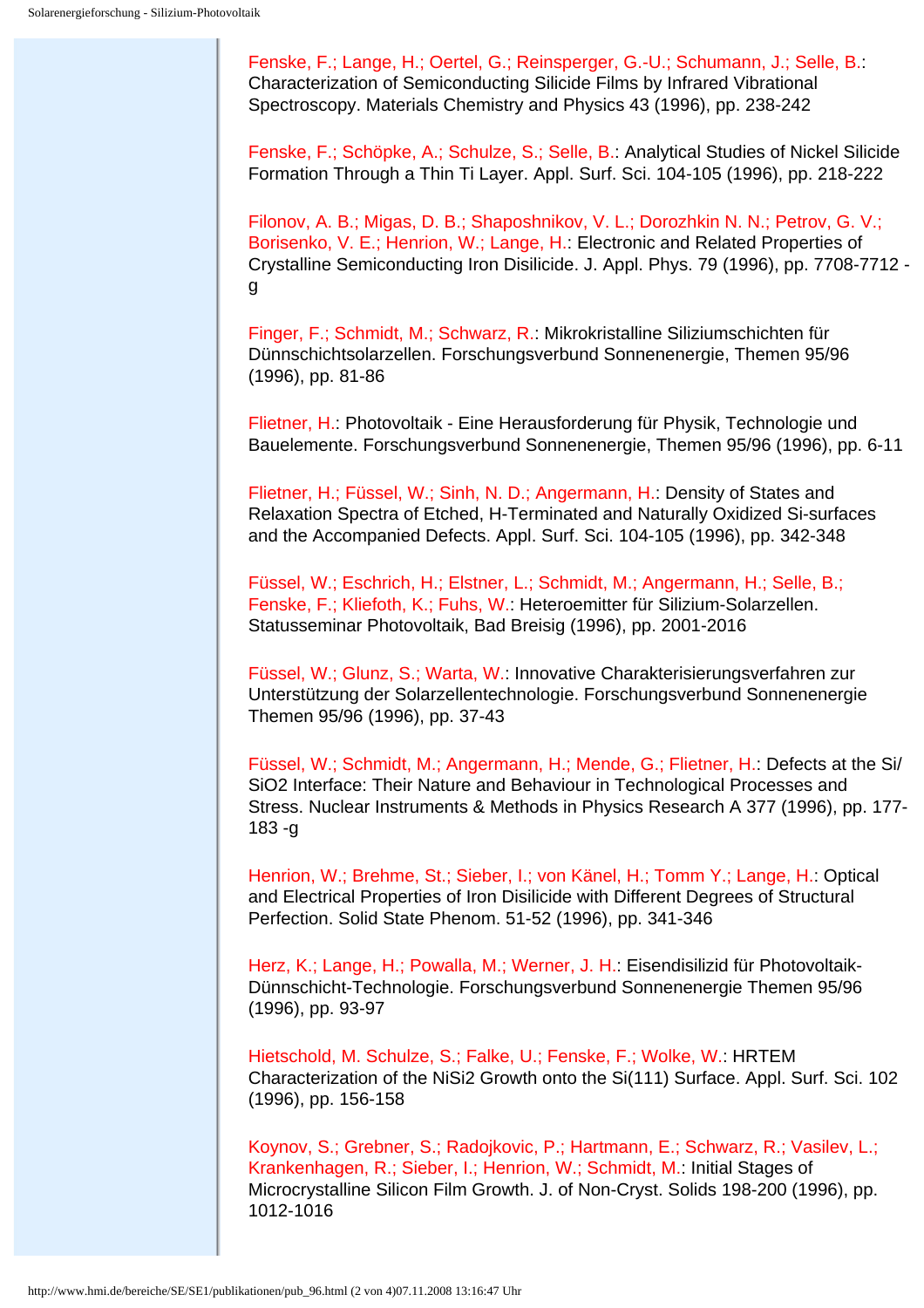Fenske, F.; Lange, H.; Oertel, G.; Reinsperger, G.-U.; Schumann, J.; Selle, B.: Characterization of Semiconducting Silicide Films by Infrared Vibrational Spectroscopy. Materials Chemistry and Physics 43 (1996), pp. 238-242

Fenske, F.; Schöpke, A.; Schulze, S.; Selle, B.: Analytical Studies of Nickel Silicide Formation Through a Thin Ti Layer. Appl. Surf. Sci. 104-105 (1996), pp. 218-222

Filonov, A. B.; Migas, D. B.; Shaposhnikov, V. L.; Dorozhkin N. N.; Petrov, G. V.; Borisenko, V. E.; Henrion, W.; Lange, H.: Electronic and Related Properties of Crystalline Semiconducting Iron Disilicide. J. Appl. Phys. 79 (1996), pp. 7708-7712 -g

Finger, F.; Schmidt, M.; Schwarz, R.: Mikrokristalline Siliziumschichten für Dünnschichtsolarzellen. Forschungsverbund Sonnenenergie, Themen 95/96 (1996), pp. 81-86

Flietner, H.: Photovoltaik - Eine Herausforderung für Physik, Technologie und Bauelemente. Forschungsverbund Sonnenenergie, Themen 95/96 (1996), pp. 6-11

Flietner, H.; Füssel, W.; Sinh, N. D.; Angermann, H.: Density of States and Relaxation Spectra of Etched, H-Terminated and Naturally Oxidized Si-surfaces and the Accompanied Defects. Appl. Surf. Sci. 104-105 (1996), pp. 342-348

Füssel, W.; Eschrich, H.; Elstner, L.; Schmidt, M.; Angermann, H.; Selle, B.; Fenske, F.; Kliefoth, K.; Fuhs, W.: Heteroemitter für Silizium-Solarzellen. Statusseminar Photovoltaik, Bad Breisig (1996), pp. 2001-2016

Füssel, W.; Glunz, S.; Warta, W.: Innovative Charakterisierungsverfahren zur Unterstützung der Solarzellentechnologie. Forschungsverbund Sonnenenergie Themen 95/96 (1996), pp. 37-43

Füssel, W.; Schmidt, M.; Angermann, H.; Mende, G.; Flietner, H.: Defects at the Si/$SiO_2$ Interface: Their Nature and Behaviour in Technological Processes and Stress. Nuclear Instruments & Methods in Physics Research A 377 (1996), pp. 177-183 -g

Henrion, W.; Brehme, St.; Sieber, I.; von Känel, H.; Tomm Y.; Lange, H.: Optical and Electrical Properties of Iron Disilicide with Different Degrees of Structural Perfection. Solid State Phenom. 51-52 (1996), pp. 341-346

Herz, K.; Lange, H.; Powalla, M.; Werner, J. H.: Eisendisilizid für Photovoltaik-Dünnschicht-Technologie. Forschungsverbund Sonnenenergie Themen 95/96 (1996), pp. 93-97

Hietschold, M. Schulze, S.; Falke, U.; Fenske, F.; Wolke, W.: HRTEM Characterization of the $NiSi_2$ Growth onto the Si(111) Surface. Appl. Surf. Sci. 102 (1996), pp. 156-158

Koynov, S.; Grebner, S.; Radojkovic, P.; Hartmann, E.; Schwarz, R.; Vasilev, L.; Krankenhagen, R.; Sieber, I.; Henrion, W.; Schmidt, M.: Initial Stages of Microcrystalline Silicon Film Growth. J. of Non-Cryst. Solids 198-200 (1996), pp. 1012-1016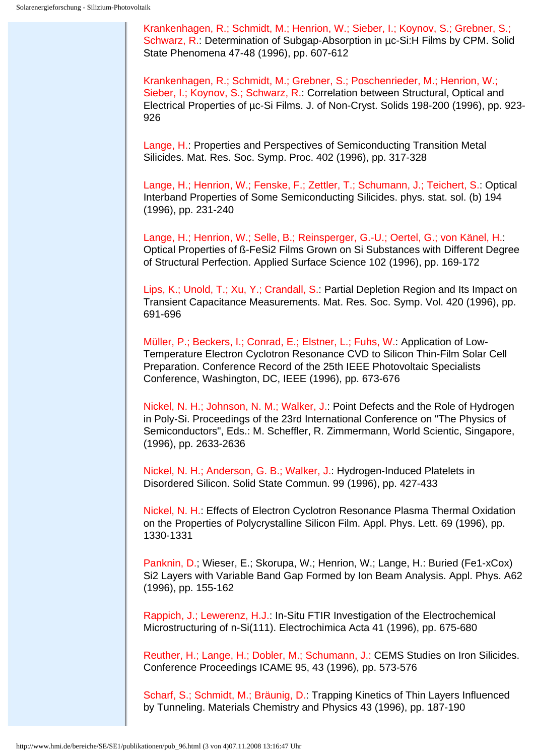Krankenhagen, R.; Schmidt, M.; Henrion, W.; Sieber, I.; Koynov, S.; Grebner, S.; Schwarz, R.: Determination of Subgap-Absorption in µc-Si:H Films by CPM. Solid State Phenomena 47-48 (1996), pp. 607-612

Krankenhagen, R.; Schmidt, M.; Grebner, S.; Poschenrieder, M.; Henrion, W.; Sieber, I.; Koynov, S.; Schwarz, R.: Correlation between Structural, Optical and Electrical Properties of µc-Si Films. J. of Non-Cryst. Solids 198-200 (1996), pp. 923-926

Lange, H.: Properties and Perspectives of Semiconducting Transition Metal Silicides. Mat. Res. Soc. Symp. Proc. 402 (1996), pp. 317-328

Lange, H.; Henrion, W.; Fenske, F.; Zettler, T.; Schumann, J.; Teichert, S.: Optical Interband Properties of Some Semiconducting Silicides. phys. stat. sol. (b) 194 (1996), pp. 231-240

Lange, H.; Henrion, W.; Selle, B.; Reinsperger, G.-U.; Oertel, G.; von Känel, H.: Optical Properties of ß-$FeSi_2$ Films Grown on Si Substances with Different Degree of Structural Perfection. Applied Surface Science 102 (1996), pp. 169-172

Lips, K.; Unold, T.; Xu, Y.; Crandall, S.: Partial Depletion Region and Its Impact on Transient Capacitance Measurements. Mat. Res. Soc. Symp. Vol. 420 (1996), pp. 691-696

Müller, P.; Beckers, I.; Conrad, E.; Elstner, L.; Fuhs, W.: Application of Low-Temperature Electron Cyclotron Resonance CVD to Silicon Thin-Film Solar Cell Preparation. Conference Record of the 25th IEEE Photovoltaic Specialists Conference, Washington, DC, IEEE (1996), pp. 673-676

Nickel, N. H.; Johnson, N. M.; Walker, J.: Point Defects and the Role of Hydrogen in Poly-Si. Proceedings of the 23rd International Conference on "The Physics of Semiconductors", Eds.: M. Scheffler, R. Zimmermann, World Scientic, Singapore, (1996), pp. 2633-2636

Nickel, N. H.; Anderson, G. B.; Walker, J.: Hydrogen-Induced Platelets in Disordered Silicon. Solid State Commun. 99 (1996), pp. 427-433

Nickel, N. H.: Effects of Electron Cyclotron Resonance Plasma Thermal Oxidation on the Properties of Polycrystalline Silicon Film. Appl. Phys. Lett. 69 (1996), pp. 1330-1331

Panknin, D.; Wieser, E.; Skorupa, W.; Henrion, W.; Lange, H.: Buried ($Fe_{1-x}Co_x$) $Si_2$ Layers with Variable Band Gap Formed by Ion Beam Analysis. Appl. Phys. A62 (1996), pp. 155-162

Rappich, J.; Lewerenz, H.J.: In-Situ FTIR Investigation of the Electrochemical Microstructuring of n-Si(111). Electrochimica Acta 41 (1996), pp. 675-680

Reuther, H.; Lange, H.; Dobler, M.; Schumann, J.: CEMS Studies on Iron Silicides. Conference Proceedings ICAME 95, 43 (1996), pp. 573-576

Scharf, S.; Schmidt, M.; Bräunig, D.: Trapping Kinetics of Thin Layers Influenced by Tunneling. Materials Chemistry and Physics 43 (1996), pp. 187-190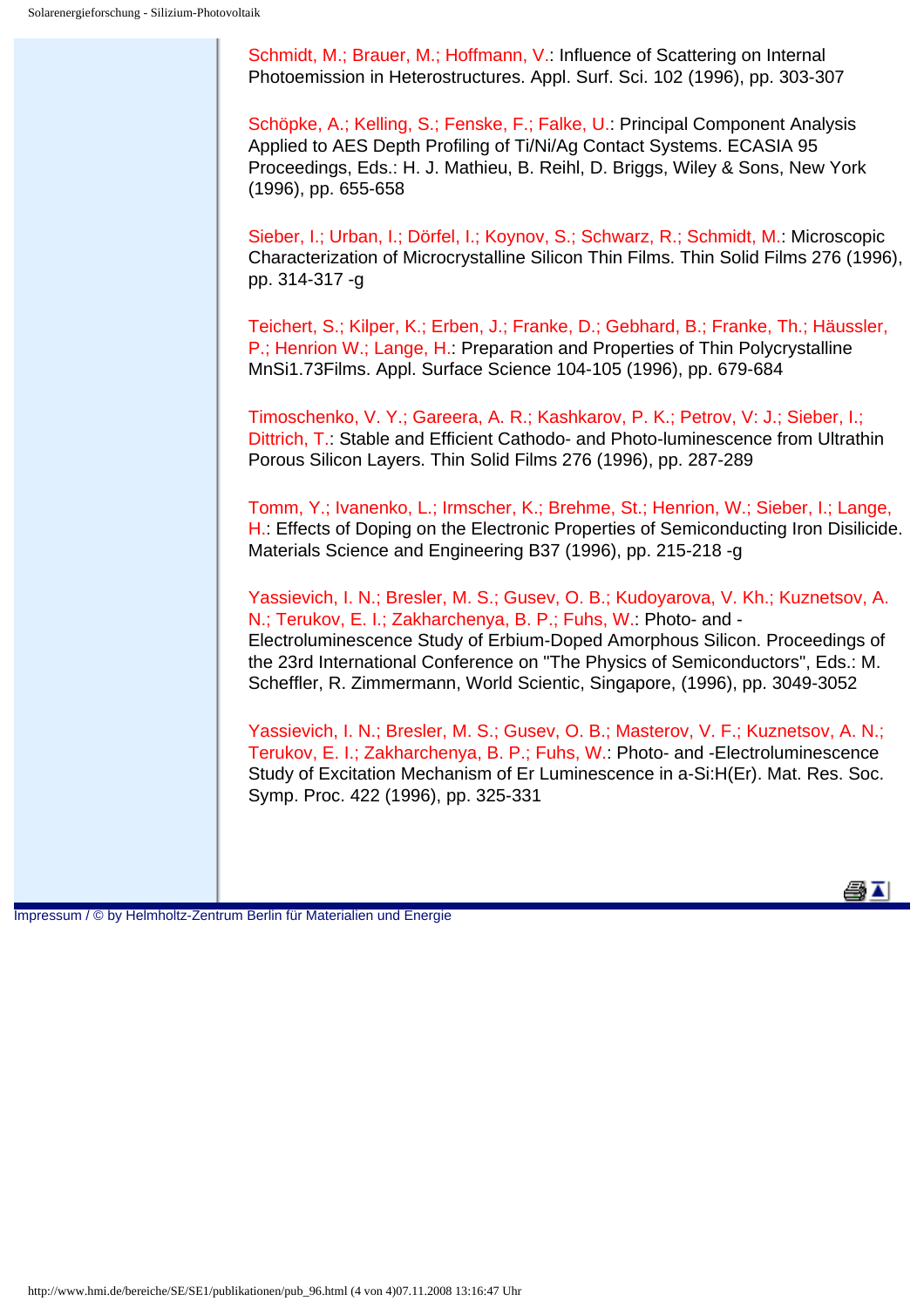Schmidt, M.; Brauer, M.; Hoffmann, V.: Influence of Scattering on Internal Photoemission in Heterostructures. Appl. Surf. Sci. 102 (1996), pp. 303-307

Schöpke, A.; Kelling, S.; Fenske, F.; Falke, U.: Principal Component Analysis Applied to AES Depth Profiling of Ti/Ni/Ag Contact Systems. ECASIA 95 Proceedings, Eds.: H. J. Mathieu, B. Reihl, D. Briggs, Wiley & Sons, New York (1996), pp. 655-658

Sieber, I.; Urban, I.; Dörfel, I.; Koynov, S.; Schwarz, R.; Schmidt, M.: Microscopic Characterization of Microcrystalline Silicon Thin Films. Thin Solid Films 276 (1996), pp. 314-317 -g

Teichert, S.; Kilper, K.; Erben, J.; Franke, D.; Gebhard, B.; Franke, Th.; Häussler, P.; Henrion W.; Lange, H.: Preparation and Properties of Thin Polycrystalline $MnSi_{1.73}$Films. Appl. Surface Science 104-105 (1996), pp. 679-684

Timoschenko, V. Y.; Gareera, A. R.; Kashkarov, P. K.; Petrov, V: J.; Sieber, I.; Dittrich, T.: Stable and Efficient Cathodo- and Photo-luminescence from Ultrathin Porous Silicon Layers. Thin Solid Films 276 (1996), pp. 287-289

Tomm, Y.; Ivanenko, L.; Irmscher, K.; Brehme, St.; Henrion, W.; Sieber, I.; Lange, H.: Effects of Doping on the Electronic Properties of Semiconducting Iron Disilicide. Materials Science and Engineering B37 (1996), pp. 215-218 -g

Yassievich, I. N.; Bresler, M. S.; Gusev, O. B.; Kudoyarova, V. Kh.; Kuznetsov, A. N.; Terukov, E. I.; Zakharchenya, B. P.; Fuhs, W.: Photo- and -Electroluminescence Study of Erbium-Doped Amorphous Silicon. Proceedings of the 23rd International Conference on "The Physics of Semiconductors", Eds.: M. Scheffler, R. Zimmermann, World Scientic, Singapore, (1996), pp. 3049-3052

Yassievich, I. N.; Bresler, M. S.; Gusev, O. B.; Masterov, V. F.; Kuznetsov, A. N.; Terukov, E. I.; Zakharchenya, B. P.; Fuhs, W.: Photo- and -Electroluminescence Study of Excitation Mechanism of Er Luminescence in a-Si:H(Er). Mat. Res. Soc. Symp. Proc. 422 (1996), pp. 325-331

Impressum / © by Helmholtz-Zentrum Berlin für Materialien und Energie